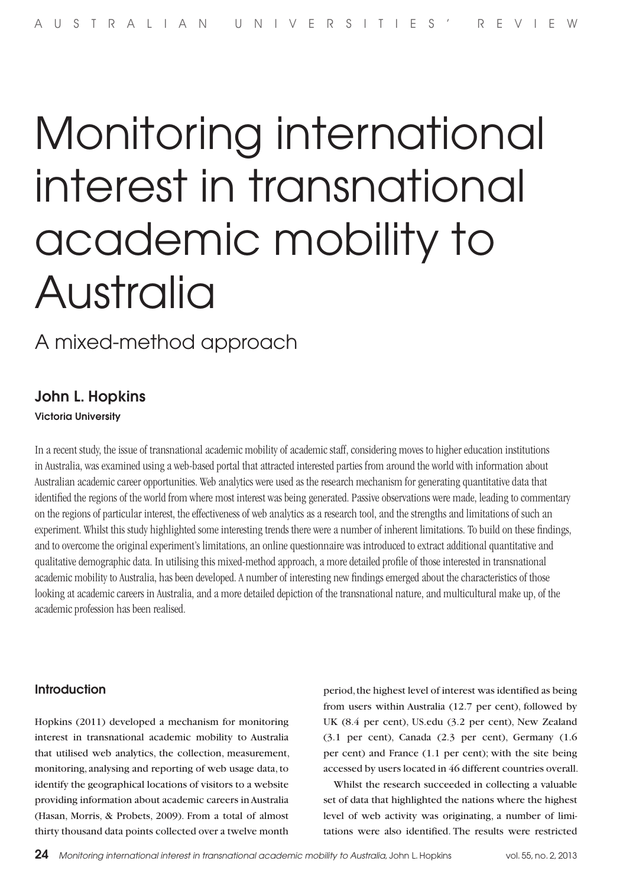# Monitoring international interest in transnational academic mobility to Australia

## A mixed-method approach

### John L. Hopkins

**Victoria University**

In a recent study, the issue of transnational academic mobility of academic staff, considering moves to higher education institutions in Australia, was examined using a web-based portal that attracted interested parties from around the world with information about Australian academic career opportunities. Web analytics were used as the research mechanism for generating quantitative data that identified the regions of the world from where most interest was being generated. Passive observations were made, leading to commentary on the regions of particular interest, the effectiveness of web analytics as a research tool, and the strengths and limitations of such an experiment. Whilst this study highlighted some interesting trends there were a number of inherent limitations. To build on these findings, and to overcome the original experiment's limitations, an online questionnaire was introduced to extract additional quantitative and qualitative demographic data. In utilising this mixed-method approach, a more detailed profile of those interested in transnational academic mobility to Australia, has been developed. A number of interesting new findings emerged about the characteristics of those looking at academic careers in Australia, and a more detailed depiction of the transnational nature, and multicultural make up, of the academic profession has been realised.

### Introduction

Hopkins (2011) developed a mechanism for monitoring interest in transnational academic mobility to Australia that utilised web analytics, the collection, measurement, monitoring, analysing and reporting of web usage data, to identify the geographical locations of visitors to a website providing information about academic careers in Australia (Hasan, Morris, & Probets, 2009). From a total of almost thirty thousand data points collected over a twelve month period, the highest level of interest was identified as being from users within Australia (12.7 per cent), followed by UK (8.4 per cent), US.edu (3.2 per cent), New Zealand (3.1 per cent), Canada (2.3 per cent), Germany (1.6 per cent) and France (1.1 per cent); with the site being accessed by users located in 46 different countries overall.

Whilst the research succeeded in collecting a valuable set of data that highlighted the nations where the highest level of web activity was originating, a number of limitations were also identified. The results were restricted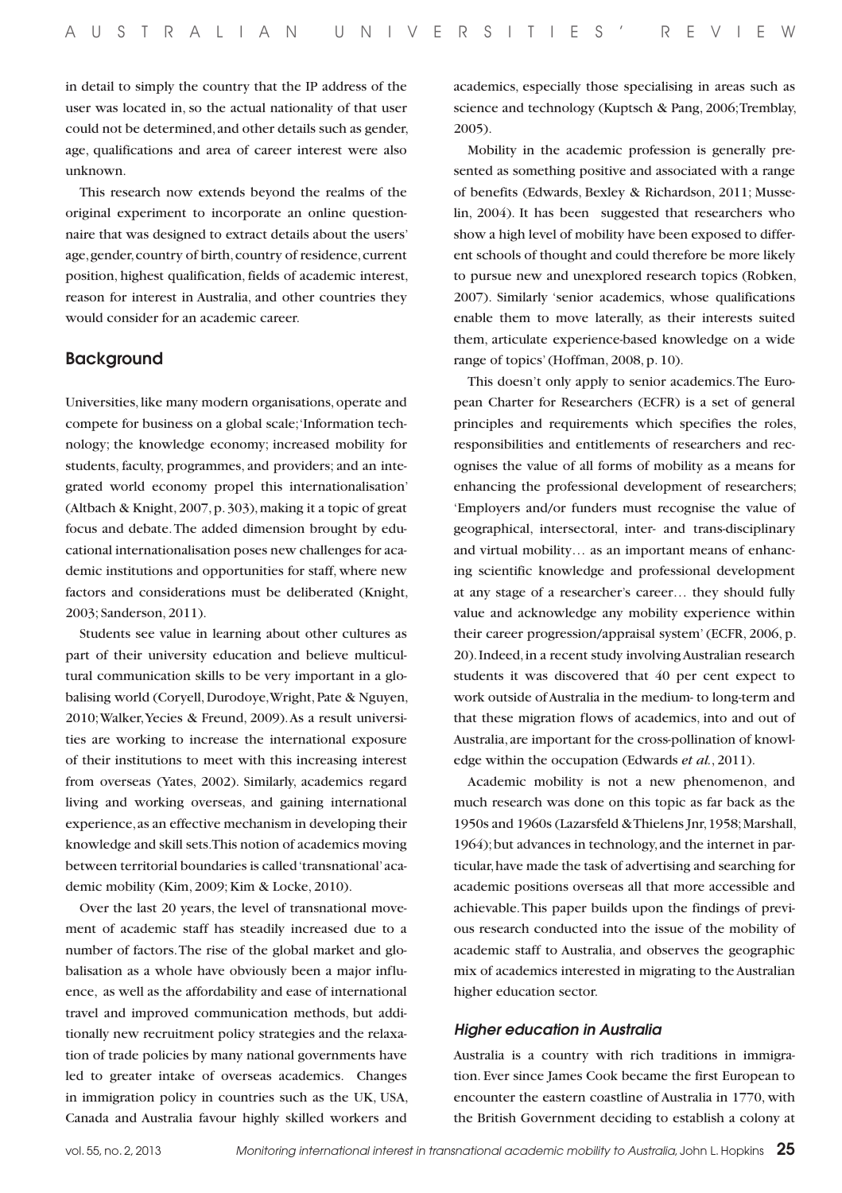in detail to simply the country that the IP address of the user was located in, so the actual nationality of that user could not be determined, and other details such as gender, age, qualifications and area of career interest were also unknown.

This research now extends beyond the realms of the original experiment to incorporate an online questionnaire that was designed to extract details about the users' age, gender, country of birth, country of residence, current position, highest qualification, fields of academic interest, reason for interest in Australia, and other countries they would consider for an academic career.

## Background

Universities, like many modern organisations, operate and compete for business on a global scale; 'Information technology; the knowledge economy; increased mobility for students, faculty, programmes, and providers; and an integrated world economy propel this internationalisation' (Altbach & Knight, 2007, p. 303), making it a topic of great focus and debate. The added dimension brought by educational internationalisation poses new challenges for academic institutions and opportunities for staff, where new factors and considerations must be deliberated (Knight, 2003; Sanderson, 2011).

Students see value in learning about other cultures as part of their university education and believe multicultural communication skills to be very important in a globalising world (Coryell, Durodoye, Wright, Pate & Nguyen, 2010; Walker, Yecies & Freund, 2009). As a result universities are working to increase the international exposure of their institutions to meet with this increasing interest from overseas (Yates, 2002). Similarly, academics regard living and working overseas, and gaining international experience, as an effective mechanism in developing their knowledge and skill sets. This notion of academics moving between territorial boundaries is called 'transnational' academic mobility (Kim, 2009; Kim & Locke, 2010).

Over the last 20 years, the level of transnational movement of academic staff has steadily increased due to a number of factors. The rise of the global market and globalisation as a whole have obviously been a major influence, as well as the affordability and ease of international travel and improved communication methods, but additionally new recruitment policy strategies and the relaxation of trade policies by many national governments have led to greater intake of overseas academics. Changes in immigration policy in countries such as the UK, USA, Canada and Australia favour highly skilled workers and academics, especially those specialising in areas such as science and technology (Kuptsch & Pang, 2006; Tremblay, 2005).

Mobility in the academic profession is generally presented as something positive and associated with a range of benefits (Edwards, Bexley & Richardson, 2011; Musselin, 2004). It has been suggested that researchers who show a high level of mobility have been exposed to different schools of thought and could therefore be more likely to pursue new and unexplored research topics (Robken, 2007). Similarly 'senior academics, whose qualifications enable them to move laterally, as their interests suited them, articulate experience-based knowledge on a wide range of topics' (Hoffman, 2008, p. 10).

This doesn't only apply to senior academics. The European Charter for Researchers (ECFR) is a set of general principles and requirements which specifies the roles, responsibilities and entitlements of researchers and recognises the value of all forms of mobility as a means for enhancing the professional development of researchers; 'Employers and/or funders must recognise the value of geographical, intersectoral, inter- and trans-disciplinary and virtual mobility… as an important means of enhancing scientific knowledge and professional development at any stage of a researcher's career… they should fully value and acknowledge any mobility experience within their career progression/appraisal system' (ECFR, 2006, p. 20). Indeed, in a recent study involving Australian research students it was discovered that 40 per cent expect to work outside of Australia in the medium- to long-term and that these migration flows of academics, into and out of Australia, are important for the cross-pollination of knowledge within the occupation (Edwards *et al.*, 2011).

Academic mobility is not a new phenomenon, and much research was done on this topic as far back as the 1950s and 1960s (Lazarsfeld & Thielens Jnr, 1958; Marshall, 1964); but advances in technology, and the internet in particular, have made the task of advertising and searching for academic positions overseas all that more accessible and achievable. This paper builds upon the findings of previous research conducted into the issue of the mobility of academic staff to Australia, and observes the geographic mix of academics interested in migrating to the Australian higher education sector.

### *Higher education in Australia*

Australia is a country with rich traditions in immigration. Ever since James Cook became the first European to encounter the eastern coastline of Australia in 1770, with the British Government deciding to establish a colony at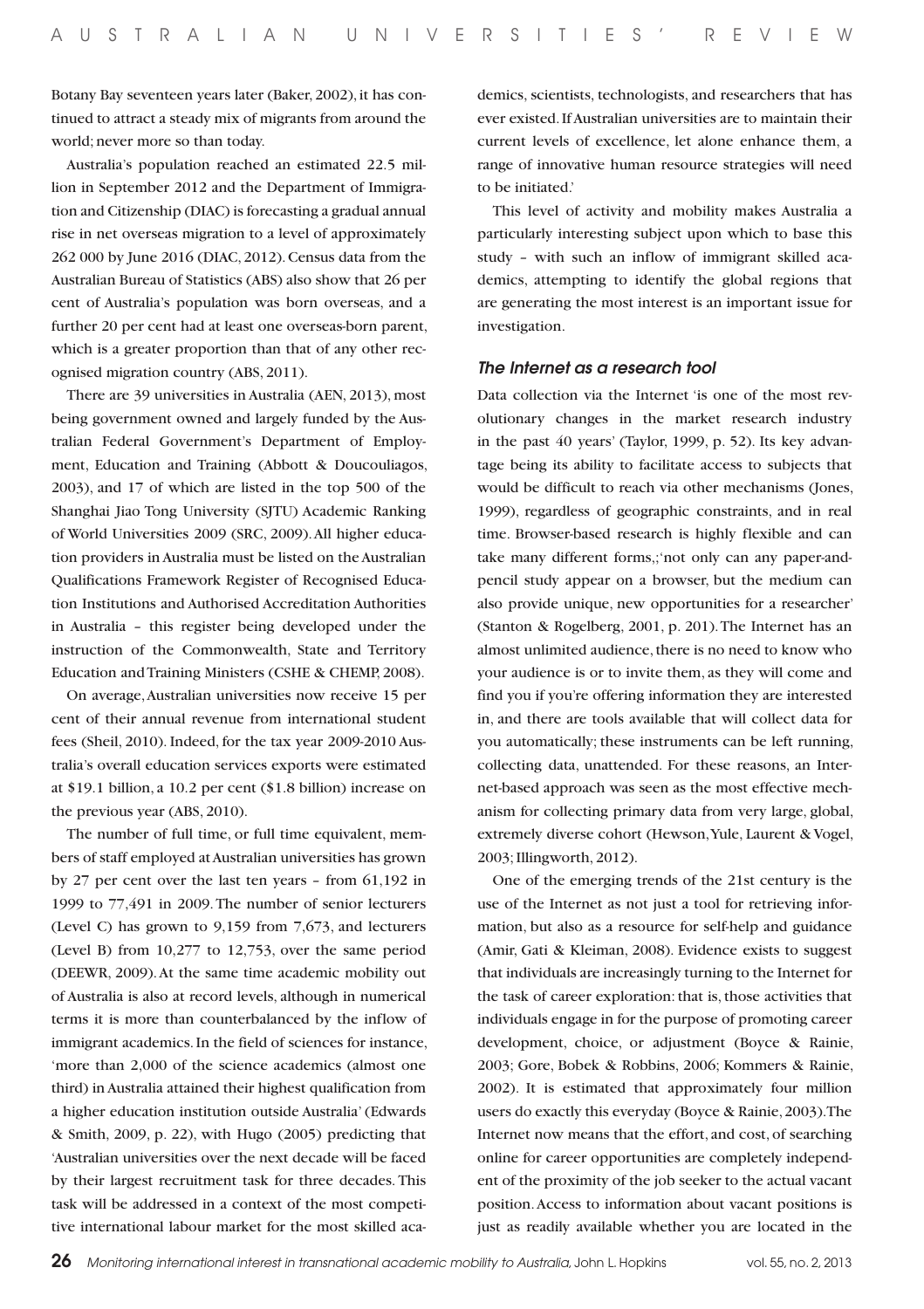Botany Bay seventeen years later (Baker, 2002), it has continued to attract a steady mix of migrants from around the world; never more so than today.

Australia's population reached an estimated 22.5 million in September 2012 and the Department of Immigration and Citizenship (DIAC) is forecasting a gradual annual rise in net overseas migration to a level of approximately 262 000 by June 2016 (DIAC, 2012). Census data from the Australian Bureau of Statistics (ABS) also show that 26 per cent of Australia's population was born overseas, and a further 20 per cent had at least one overseas-born parent, which is a greater proportion than that of any other recognised migration country (ABS, 2011).

There are 39 universities in Australia (AEN, 2013), most being government owned and largely funded by the Australian Federal Government's Department of Employment, Education and Training (Abbott & Doucouliagos, 2003), and 17 of which are listed in the top 500 of the Shanghai Jiao Tong University (SJTU) Academic Ranking of World Universities 2009 (SRC, 2009). All higher education providers in Australia must be listed on the Australian Qualifications Framework Register of Recognised Education Institutions and Authorised Accreditation Authorities in Australia – this register being developed under the instruction of the Commonwealth, State and Territory Education and Training Ministers (CSHE & CHEMP, 2008).

On average, Australian universities now receive 15 per cent of their annual revenue from international student fees (Sheil, 2010). Indeed, for the tax year 2009-2010 Australia's overall education services exports were estimated at $19.1 billion, a 10.2 per cent ($1.8 billion) increase on the previous year (ABS, 2010).

The number of full time, or full time equivalent, members of staff employed at Australian universities has grown by 27 per cent over the last ten years – from 61,192 in 1999 to 77,491 in 2009. The number of senior lecturers (Level C) has grown to 9,159 from 7,673, and lecturers (Level B) from 10,277 to 12,753, over the same period (DEEWR, 2009). At the same time academic mobility out of Australia is also at record levels, although in numerical terms it is more than counterbalanced by the inflow of immigrant academics. In the field of sciences for instance, 'more than 2,000 of the science academics (almost one third) in Australia attained their highest qualification from a higher education institution outside Australia' (Edwards & Smith, 2009, p. 22), with Hugo (2005) predicting that 'Australian universities over the next decade will be faced by their largest recruitment task for three decades. This task will be addressed in a context of the most competitive international labour market for the most skilled academics, scientists, technologists, and researchers that has ever existed. If Australian universities are to maintain their current levels of excellence, let alone enhance them, a range of innovative human resource strategies will need to be initiated.'

This level of activity and mobility makes Australia a particularly interesting subject upon which to base this study – with such an inflow of immigrant skilled academics, attempting to identify the global regions that are generating the most interest is an important issue for investigation.

### The Internet as a research tool

Data collection via the Internet 'is one of the most revolutionary changes in the market research industry in the past 40 years' (Taylor, 1999, p. 52). Its key advantage being its ability to facilitate access to subjects that would be difficult to reach via other mechanisms (Jones, 1999), regardless of geographic constraints, and in real time. Browser-based research is highly flexible and can take many different forms,;'not only can any paper-and-pencil study appear on a browser, but the medium can also provide unique, new opportunities for a researcher' (Stanton & Rogelberg, 2001, p. 201). The Internet has an almost unlimited audience, there is no need to know who your audience is or to invite them, as they will come and find you if you're offering information they are interested in, and there are tools available that will collect data for you automatically; these instruments can be left running, collecting data, unattended. For these reasons, an Internet-based approach was seen as the most effective mechanism for collecting primary data from very large, global, extremely diverse cohort (Hewson, Yule, Laurent & Vogel, 2003; Illingworth, 2012).

One of the emerging trends of the 21st century is the use of the Internet as not just a tool for retrieving information, but also as a resource for self-help and guidance (Amir, Gati & Kleiman, 2008). Evidence exists to suggest that individuals are increasingly turning to the Internet for the task of career exploration: that is, those activities that individuals engage in for the purpose of promoting career development, choice, or adjustment (Boyce & Rainie, 2003; Gore, Bobek & Robbins, 2006; Kommers & Rainie, 2002). It is estimated that approximately four million users do exactly this everyday (Boyce & Rainie, 2003). The Internet now means that the effort, and cost, of searching online for career opportunities are completely independent of the proximity of the job seeker to the actual vacant position. Access to information about vacant positions is just as readily available whether you are located in the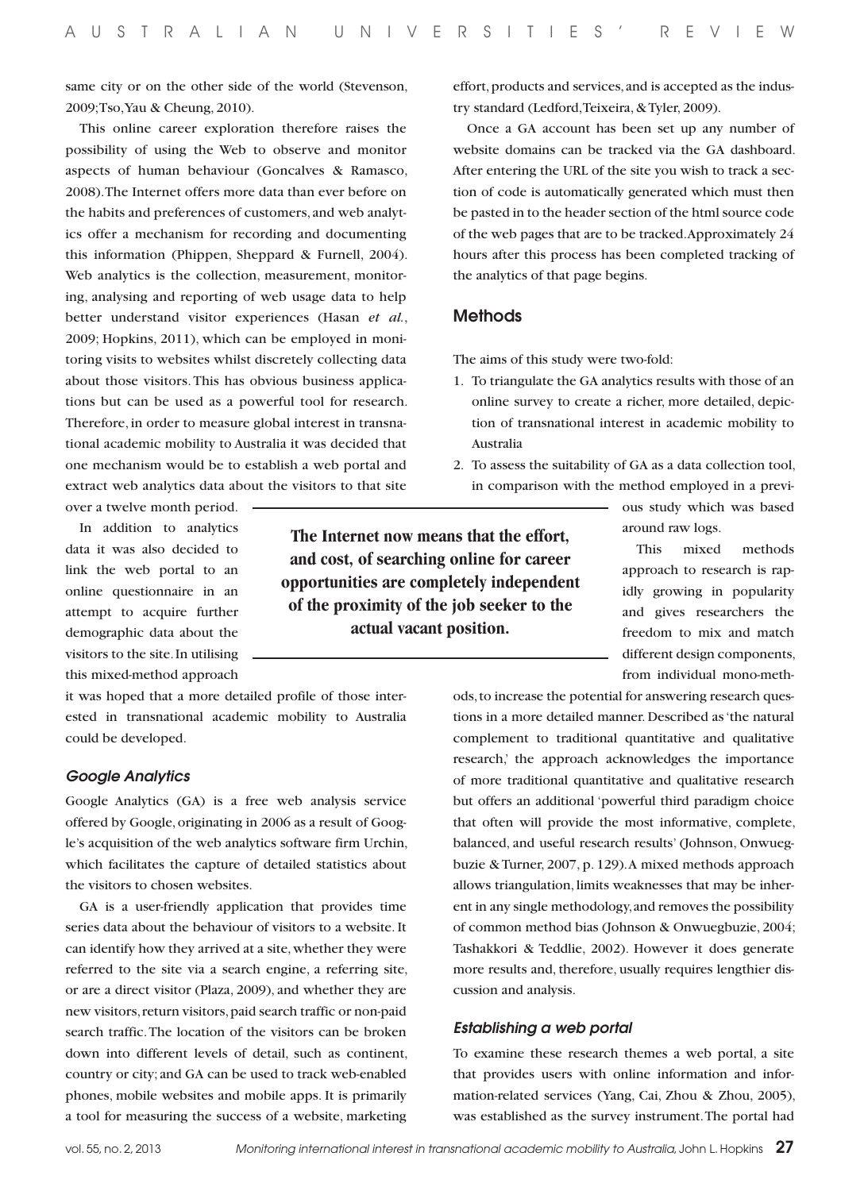same city or on the other side of the world (Stevenson, 2009; Tso, Yau & Cheung, 2010).

This online career exploration therefore raises the possibility of using the Web to observe and monitor aspects of human behaviour (Goncalves & Ramasco, 2008). The Internet offers more data than ever before on the habits and preferences of customers, and web analytics offer a mechanism for recording and documenting this information (Phippen, Sheppard & Furnell, 2004). Web analytics is the collection, measurement, monitoring, analysing and reporting of web usage data to help better understand visitor experiences (Hasan *et al.*, 2009; Hopkins, 2011), which can be employed in monitoring visits to websites whilst discretely collecting data about those visitors. This has obvious business applications but can be used as a powerful tool for research. Therefore, in order to measure global interest in transnational academic mobility to Australia it was decided that one mechanism would be to establish a web portal and extract web analytics data about the visitors to that site over a twelve month period.

In addition to analytics data it was also decided to link the web portal to an online questionnaire in an attempt to acquire further demographic data about the visitors to the site. In utilising this mixed-method approach it was hoped that a more detailed profile of those interested in transnational academic mobility to Australia could be developed.

**The Internet now means that the effort, and cost, of searching online for career opportunities are completely independent of the proximity of the job seeker to the actual vacant position.**

### *Google Analytics*

Google Analytics (GA) is a free web analysis service offered by Google, originating in 2006 as a result of Google's acquisition of the web analytics software firm Urchin, which facilitates the capture of detailed statistics about the visitors to chosen websites.

GA is a user-friendly application that provides time series data about the behaviour of visitors to a website. It can identify how they arrived at a site, whether they were referred to the site via a search engine, a referring site, or are a direct visitor (Plaza, 2009), and whether they are new visitors, return visitors, paid search traffic or non-paid search traffic. The location of the visitors can be broken down into different levels of detail, such as continent, country or city; and GA can be used to track web-enabled phones, mobile websites and mobile apps. It is primarily a tool for measuring the success of a website, marketing effort, products and services, and is accepted as the industry standard (Ledford, Teixeira, & Tyler, 2009).

Once a GA account has been set up any number of website domains can be tracked via the GA dashboard. After entering the URL of the site you wish to track a section of code is automatically generated which must then be pasted in to the header section of the html source code of the web pages that are to be tracked. Approximately 24 hours after this process has been completed tracking of the analytics of that page begins.

## Methods

The aims of this study were two-fold:

1. To triangulate the GA analytics results with those of an online survey to create a richer, more detailed, depiction of transnational interest in academic mobility to Australia
2. To assess the suitability of GA as a data collection tool, in comparison with the method employed in a previous study which was based around raw logs.

This mixed methods approach to research is rapidly growing in popularity and gives researchers the freedom to mix and match different design components, from individual mono-methods, to increase the potential for answering research questions in a more detailed manner. Described as 'the natural complement to traditional quantitative and qualitative research,' the approach acknowledges the importance of more traditional quantitative and qualitative research but offers an additional 'powerful third paradigm choice that often will provide the most informative, complete, balanced, and useful research results' (Johnson, Onwuegbuzie & Turner, 2007, p. 129). A mixed methods approach allows triangulation, limits weaknesses that may be inherent in any single methodology, and removes the possibility of common method bias (Johnson & Onwuegbuzie, 2004; Tashakkori & Teddlie, 2002). However it does generate more results and, therefore, usually requires lengthier discussion and analysis.

### *Establishing a web portal*

To examine these research themes a web portal, a site that provides users with online information and information-related services (Yang, Cai, Zhou & Zhou, 2005), was established as the survey instrument. The portal had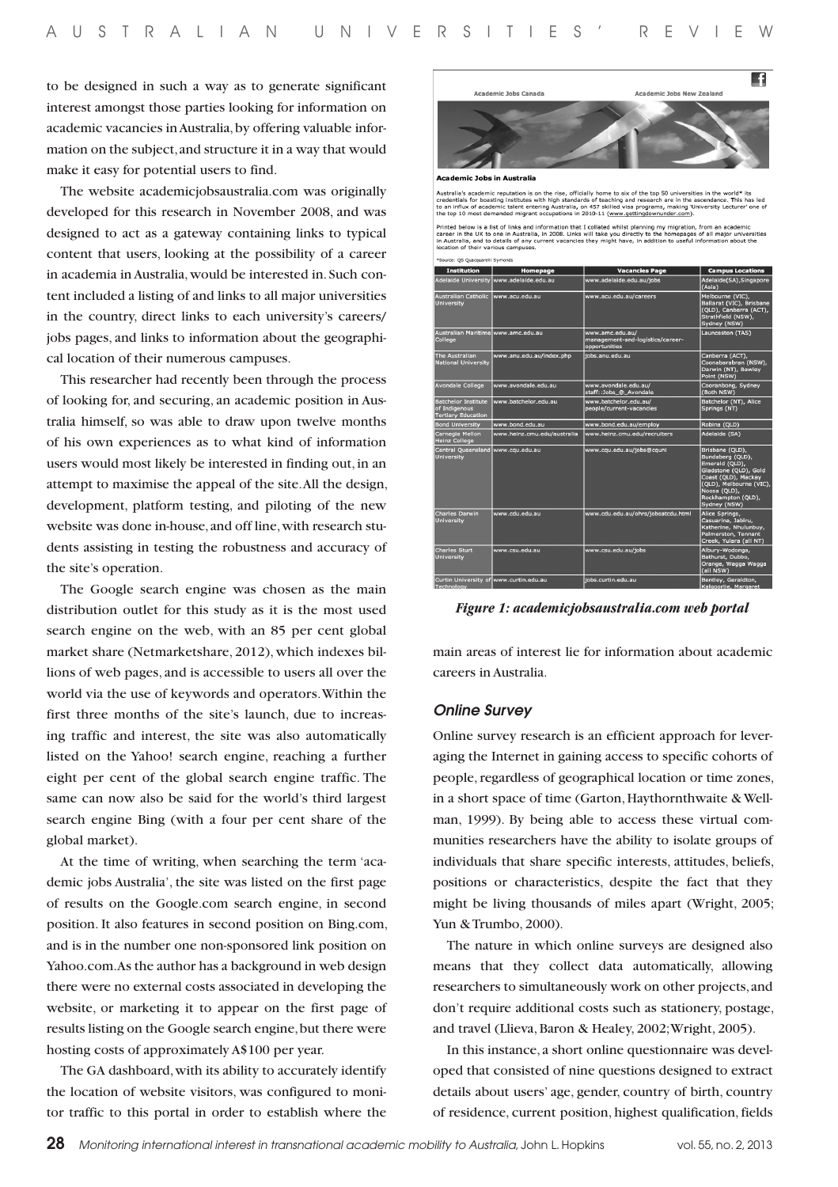to be designed in such a way as to generate significant interest amongst those parties looking for information on academic vacancies in Australia, by offering valuable information on the subject, and structure it in a way that would make it easy for potential users to find.

The website academicjobsaustralia.com was originally developed for this research in November 2008, and was designed to act as a gateway containing links to typical content that users, looking at the possibility of a career in academia in Australia, would be interested in. Such content included a listing of and links to all major universities in the country, direct links to each university's careers/jobs pages, and links to information about the geographical location of their numerous campuses.

This researcher had recently been through the process of looking for, and securing, an academic position in Australia himself, so was able to draw upon twelve months of his own experiences as to what kind of information users would most likely be interested in finding out, in an attempt to maximise the appeal of the site. All the design, development, platform testing, and piloting of the new website was done in-house, and off line, with research students assisting in testing the robustness and accuracy of the site's operation.

The Google search engine was chosen as the main distribution outlet for this study as it is the most used search engine on the web, with an 85 per cent global market share (Netmarketshare, 2012), which indexes billions of web pages, and is accessible to users all over the world via the use of keywords and operators. Within the first three months of the site's launch, due to increasing traffic and interest, the site was also automatically listed on the Yahoo! search engine, reaching a further eight per cent of the global search engine traffic. The same can now also be said for the world's third largest search engine Bing (with a four per cent share of the global market).

At the time of writing, when searching the term 'academic jobs Australia', the site was listed on the first page of results on the Google.com search engine, in second position. It also features in second position on Bing.com, and is in the number one non-sponsored link position on Yahoo.com. As the author has a background in web design there were no external costs associated in developing the website, or marketing it to appear on the first page of results listing on the Google search engine, but there were hosting costs of approximately A$100 per year.

The GA dashboard, with its ability to accurately identify the location of website visitors, was configured to monitor traffic to this portal in order to establish where the main areas of interest lie for information about academic careers in Australia.

*Figure 1: academicjobsaustralia.com web portal*

### Online Survey

Online survey research is an efficient approach for leveraging the Internet in gaining access to specific cohorts of people, regardless of geographical location or time zones, in a short space of time (Garton, Haythornthwaite & Wellman, 1999). By being able to access these virtual communities researchers have the ability to isolate groups of individuals that share specific interests, attitudes, beliefs, positions or characteristics, despite the fact that they might be living thousands of miles apart (Wright, 2005; Yun & Trumbo, 2000).

The nature in which online surveys are designed also means that they collect data automatically, allowing researchers to simultaneously work on other projects, and don't require additional costs such as stationery, postage, and travel (Llieva, Baron & Healey, 2002; Wright, 2005).

In this instance, a short online questionnaire was developed that consisted of nine questions designed to extract details about users' age, gender, country of birth, country of residence, current position, highest qualification, fields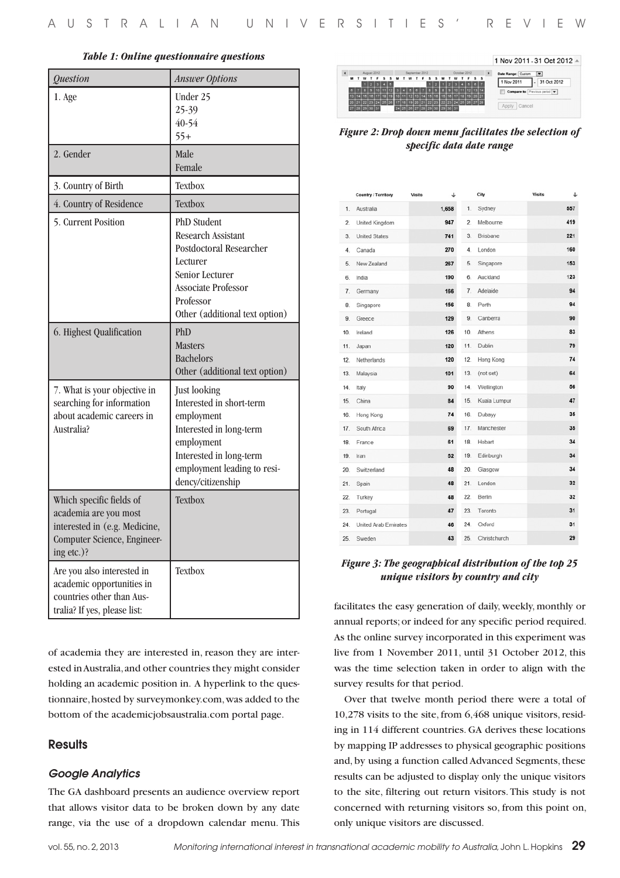*Table 1: Online questionnaire questions*

| *Question* | *Answer Options* |
|---|---|
| 1. Age | Under 25<br>25-39<br>40-54<br>55+ |
| 2. Gender | Male<br>Female |
| 3. Country of Birth | Textbox |
| 4. Country of Residence | Textbox |
| 5. Current Position | PhD Student<br>Research Assistant<br>Postdoctoral Researcher<br>Lecturer<br>Senior Lecturer<br>Associate Professor<br>Professor<br>Other (additional text option) |
| 6. Highest Qualification | PhD<br>Masters<br>Bachelors<br>Other (additional text option) |
| 7. What is your objective in searching for information about academic careers in Australia? | Just looking<br>Interested in short-term employment<br>Interested in long-term employment<br>Interested in long-term employment leading to residency/citizenship |
| Which specific fields of academia are you most interested in (e.g. Medicine, Computer Science, Engineering etc.)? | Textbox |
| Are you also interested in academic opportunities in countries other than Australia? If yes, please list: | Textbox |

of academia they are interested in, reason they are interested in Australia, and other countries they might consider holding an academic position in. A hyperlink to the questionnaire, hosted by surveymonkey.com, was added to the bottom of the academicjobsaustralia.com portal page.

## Results

### *Google Analytics*

The GA dashboard presents an audience overview report that allows visitor data to be broken down by any date range, via the use of a dropdown calendar menu. This facilitates the easy generation of daily, weekly, monthly or annual reports; or indeed for any specific period required. As the online survey incorporated in this experiment was live from 1 November 2011, until 31 October 2012, this was the time selection taken in order to align with the survey results for that period.

*Figure 2: Drop down menu facilitates the selection of specific data date range*

| | Country / Territory | Visits | | City | Visits |
|---|---|---|---|---|---|
| 1. | Australia | 1,658 | 1. | Sydney | 557 |
| 2. | United Kingdom | 947 | 2. | Melbourne | 419 |
| 3. | United States | 741 | 3. | Brisbane | 221 |
| 4. | Canada | 270 | 4. | London | 160 |
| 5. | New Zealand | 267 | 5. | Singapore | 153 |
| 6. | India | 190 | 6. | Auckland | 123 |
| 7. | Germany | 166 | 7. | Adelaide | 94 |
| 8. | Singapore | 156 | 8. | Perth | 94 |
| 9. | Greece | 129 | 9. | Canberra | 90 |
| 10. | Ireland | 126 | 10. | Athens | 83 |
| 11. | Japan | 120 | 11. | Dublin | 79 |
| 12. | Netherlands | 120 | 12. | Hong Kong | 74 |
| 13. | Malaysia | 101 | 13. | (not set) | 64 |
| 14. | Italy | 90 | 14. | Wellington | 56 |
| 15. | China | 84 | 15. | Kuala Lumpur | 47 |
| 16. | Hong Kong | 74 | 16. | Dubayy | 35 |
| 17. | South Africa | 69 | 17. | Manchester | 35 |
| 18. | France | 61 | 18. | Hobart | 34 |
| 19. | Iran | 52 | 19. | Edinburgh | 34 |
| 20. | Switzerland | 48 | 20. | Glasgow | 34 |
| 21. | Spain | 48 | 21. | London | 32 |
| 22. | Turkey | 48 | 22. | Berlin | 32 |
| 23. | Portugal | 47 | 23. | Toronto | 31 |
| 24. | United Arab Emirates | 46 | 24. | Oxford | 31 |
| 25. | Sweden | 43 | 25. | Christchurch | 29 |

*Figure 3: The geographical distribution of the top 25 unique visitors by country and city*

Over that twelve month period there were a total of 10,278 visits to the site, from 6,468 unique visitors, residing in 114 different countries. GA derives these locations by mapping IP addresses to physical geographic positions and, by using a function called Advanced Segments, these results can be adjusted to display only the unique visitors to the site, filtering out return visitors. This study is not concerned with returning visitors so, from this point on, only unique visitors are discussed.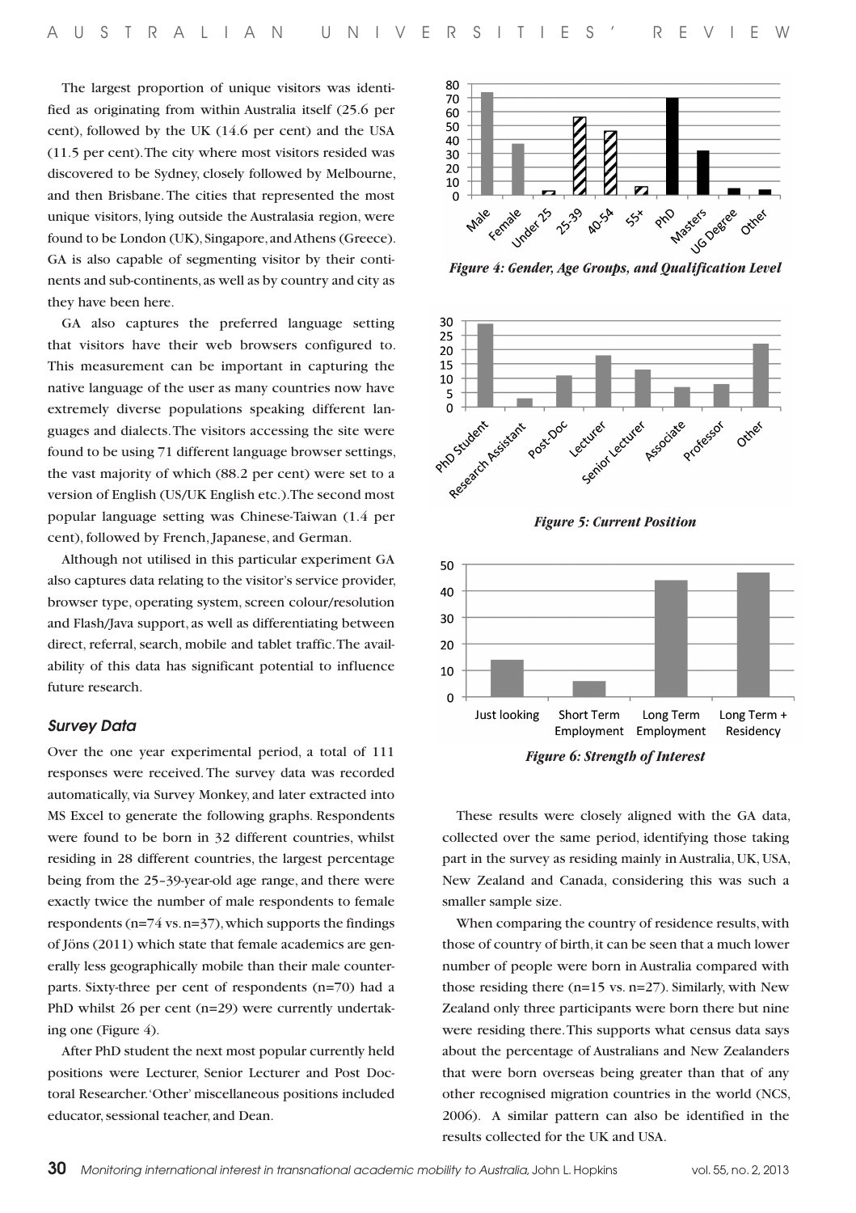The largest proportion of unique visitors was identified as originating from within Australia itself (25.6 per cent), followed by the UK (14.6 per cent) and the USA (11.5 per cent). The city where most visitors resided was discovered to be Sydney, closely followed by Melbourne, and then Brisbane. The cities that represented the most unique visitors, lying outside the Australasia region, were found to be London (UK), Singapore, and Athens (Greece). GA is also capable of segmenting visitor by their continents and sub-continents, as well as by country and city as they have been here.

GA also captures the preferred language setting that visitors have their web browsers configured to. This measurement can be important in capturing the native language of the user as many countries now have extremely diverse populations speaking different languages and dialects. The visitors accessing the site were found to be using 71 different language browser settings, the vast majority of which (88.2 per cent) were set to a version of English (US/UK English etc.). The second most popular language setting was Chinese-Taiwan (1.4 per cent), followed by French, Japanese, and German.

Although not utilised in this particular experiment GA also captures data relating to the visitor's service provider, browser type, operating system, screen colour/resolution and Flash/Java support, as well as differentiating between direct, referral, search, mobile and tablet traffic. The availability of this data has significant potential to influence future research.

### Survey Data

Over the one year experimental period, a total of 111 responses were received. The survey data was recorded automatically, via Survey Monkey, and later extracted into MS Excel to generate the following graphs. Respondents were found to be born in 32 different countries, whilst residing in 28 different countries, the largest percentage being from the 25–39-year-old age range, and there were exactly twice the number of male respondents to female respondents (n=74 vs. n=37), which supports the findings of Jöns (2011) which state that female academics are generally less geographically mobile than their male counterparts. Sixty-three per cent of respondents (n=70) had a PhD whilst 26 per cent (n=29) were currently undertaking one (Figure 4).

After PhD student the next most popular currently held positions were Lecturer, Senior Lecturer and Post Doctoral Researcher. 'Other' miscellaneous positions included educator, sessional teacher, and Dean.

*Figure 4: Gender, Age Groups, and Qualification Level*

*Figure 5: Current Position*

*Figure 6: Strength of Interest*

These results were closely aligned with the GA data, collected over the same period, identifying those taking part in the survey as residing mainly in Australia, UK, USA, New Zealand and Canada, considering this was such a smaller sample size.

When comparing the country of residence results, with those of country of birth, it can be seen that a much lower number of people were born in Australia compared with those residing there (n=15 vs. n=27). Similarly, with New Zealand only three participants were born there but nine were residing there. This supports what census data says about the percentage of Australians and New Zealanders that were born overseas being greater than that of any other recognised migration countries in the world (NCS, 2006). A similar pattern can also be identified in the results collected for the UK and USA.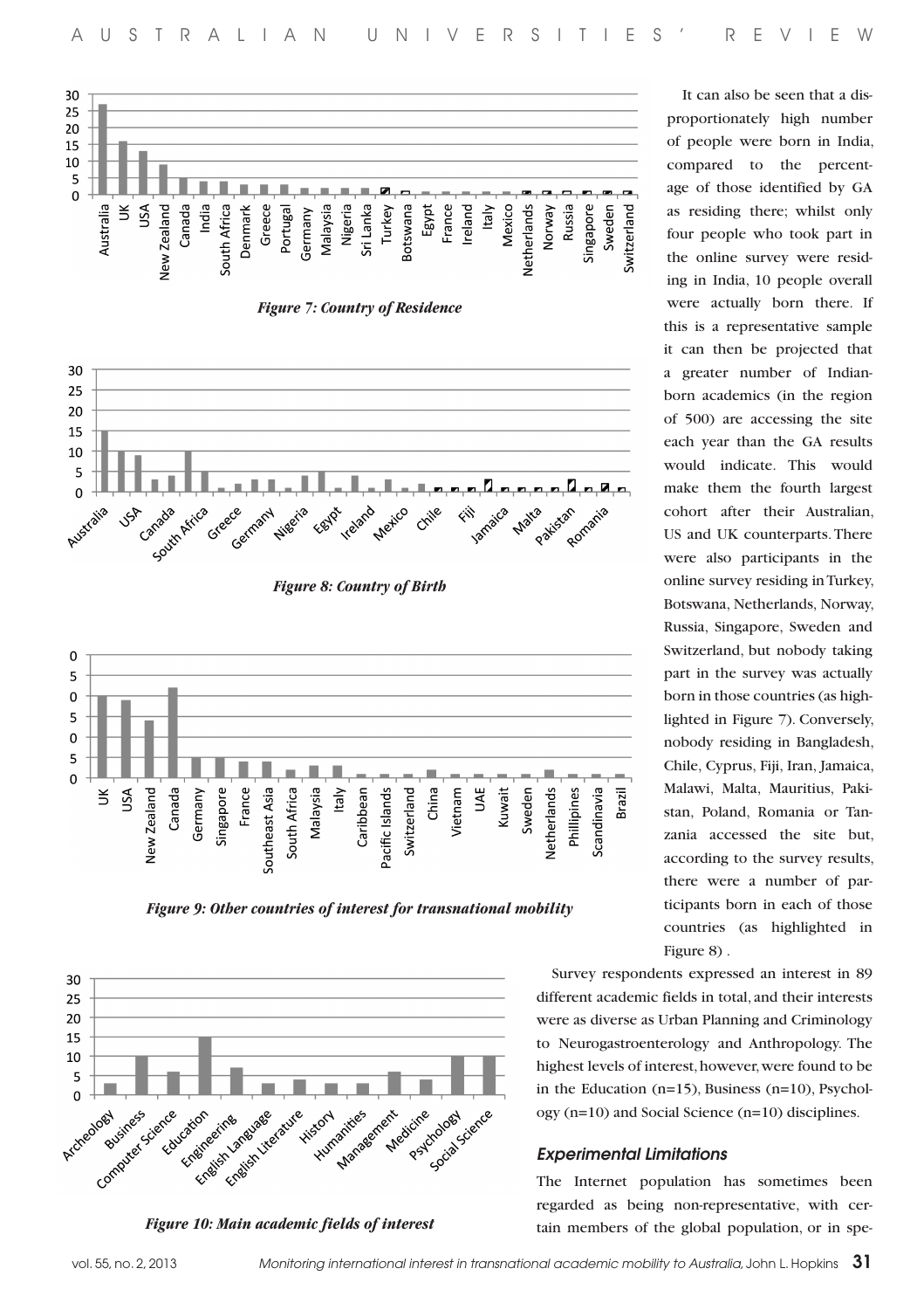*Figure 7: Country of Residence*

*Figure 8: Country of Birth*

*Figure 9: Other countries of interest for transnational mobility*

*Figure 10: Main academic fields of interest*

It can also be seen that a disproportionately high number of people were born in India, compared to the percentage of those identified by GA as residing there; whilst only four people who took part in the online survey were residing in India, 10 people overall were actually born there. If this is a representative sample it can then be projected that a greater number of Indian-born academics (in the region of 500) are accessing the site each year than the GA results would indicate. This would make them the fourth largest cohort after their Australian, US and UK counterparts. There were also participants in the online survey residing in Turkey, Botswana, Netherlands, Norway, Russia, Singapore, Sweden and Switzerland, but nobody taking part in the survey was actually born in those countries (as highlighted in Figure 7). Conversely, nobody residing in Bangladesh, Chile, Cyprus, Fiji, Iran, Jamaica, Malawi, Malta, Mauritius, Pakistan, Poland, Romania or Tanzania accessed the site but, according to the survey results, there were a number of participants born in each of those countries (as highlighted in Figure 8) .

Survey respondents expressed an interest in 89 different academic fields in total, and their interests were as diverse as Urban Planning and Criminology to Neurogastroenterology and Anthropology. The highest levels of interest, however, were found to be in the Education (n=15), Business (n=10), Psychology (n=10) and Social Science (n=10) disciplines.

### *Experimental Limitations*

The Internet population has sometimes been regarded as being non-representative, with certain members of the global population, or in spe-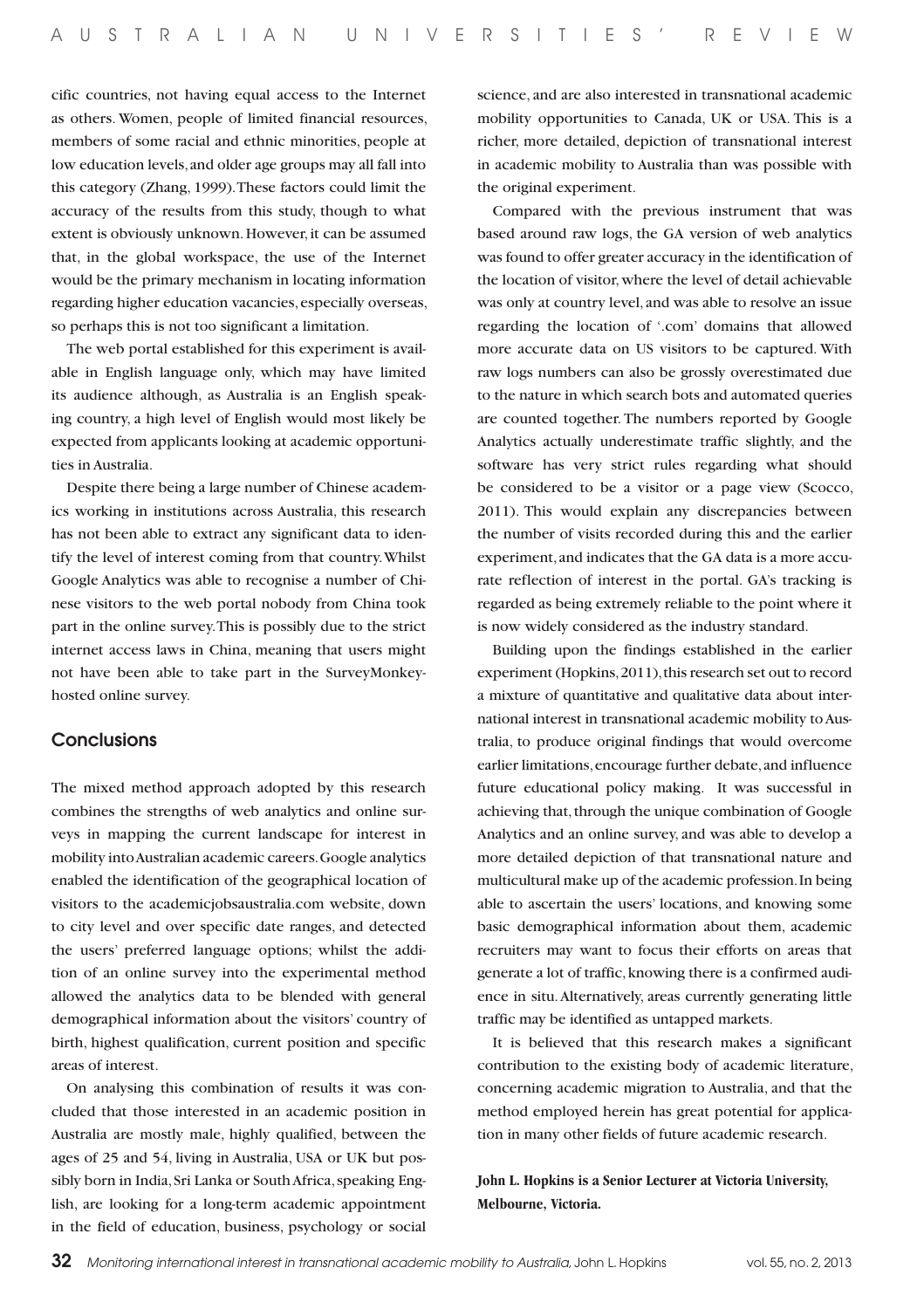cific countries, not having equal access to the Internet as others. Women, people of limited financial resources, members of some racial and ethnic minorities, people at low education levels, and older age groups may all fall into this category (Zhang, 1999). These factors could limit the accuracy of the results from this study, though to what extent is obviously unknown. However, it can be assumed that, in the global workspace, the use of the Internet would be the primary mechanism in locating information regarding higher education vacancies, especially overseas, so perhaps this is not too significant a limitation.

The web portal established for this experiment is available in English language only, which may have limited its audience although, as Australia is an English speaking country, a high level of English would most likely be expected from applicants looking at academic opportunities in Australia.

Despite there being a large number of Chinese academics working in institutions across Australia, this research has not been able to extract any significant data to identify the level of interest coming from that country. Whilst Google Analytics was able to recognise a number of Chinese visitors to the web portal nobody from China took part in the online survey. This is possibly due to the strict internet access laws in China, meaning that users might not have been able to take part in the SurveyMonkey-hosted online survey.

## Conclusions

The mixed method approach adopted by this research combines the strengths of web analytics and online surveys in mapping the current landscape for interest in mobility into Australian academic careers. Google analytics enabled the identification of the geographical location of visitors to the academicjobsaustralia.com website, down to city level and over specific date ranges, and detected the users' preferred language options; whilst the addition of an online survey into the experimental method allowed the analytics data to be blended with general demographical information about the visitors' country of birth, highest qualification, current position and specific areas of interest.

On analysing this combination of results it was concluded that those interested in an academic position in Australia are mostly male, highly qualified, between the ages of 25 and 54, living in Australia, USA or UK but possibly born in India, Sri Lanka or South Africa, speaking English, are looking for a long-term academic appointment in the field of education, business, psychology or social science, and are also interested in transnational academic mobility opportunities to Canada, UK or USA. This is a richer, more detailed, depiction of transnational interest in academic mobility to Australia than was possible with the original experiment.

Compared with the previous instrument that was based around raw logs, the GA version of web analytics was found to offer greater accuracy in the identification of the location of visitor, where the level of detail achievable was only at country level, and was able to resolve an issue regarding the location of '.com' domains that allowed more accurate data on US visitors to be captured. With raw logs numbers can also be grossly overestimated due to the nature in which search bots and automated queries are counted together. The numbers reported by Google Analytics actually underestimate traffic slightly, and the software has very strict rules regarding what should be considered to be a visitor or a page view (Scocco, 2011). This would explain any discrepancies between the number of visits recorded during this and the earlier experiment, and indicates that the GA data is a more accurate reflection of interest in the portal. GA's tracking is regarded as being extremely reliable to the point where it is now widely considered as the industry standard.

Building upon the findings established in the earlier experiment (Hopkins, 2011), this research set out to record a mixture of quantitative and qualitative data about international interest in transnational academic mobility to Australia, to produce original findings that would overcome earlier limitations, encourage further debate, and influence future educational policy making. It was successful in achieving that, through the unique combination of Google Analytics and an online survey, and was able to develop a more detailed depiction of that transnational nature and multicultural make up of the academic profession. In being able to ascertain the users' locations, and knowing some basic demographical information about them, academic recruiters may want to focus their efforts on areas that generate a lot of traffic, knowing there is a confirmed audience in situ. Alternatively, areas currently generating little traffic may be identified as untapped markets.

It is believed that this research makes a significant contribution to the existing body of academic literature, concerning academic migration to Australia, and that the method employed herein has great potential for application in many other fields of future academic research.

**John L. Hopkins is a Senior Lecturer at Victoria University, Melbourne, Victoria.**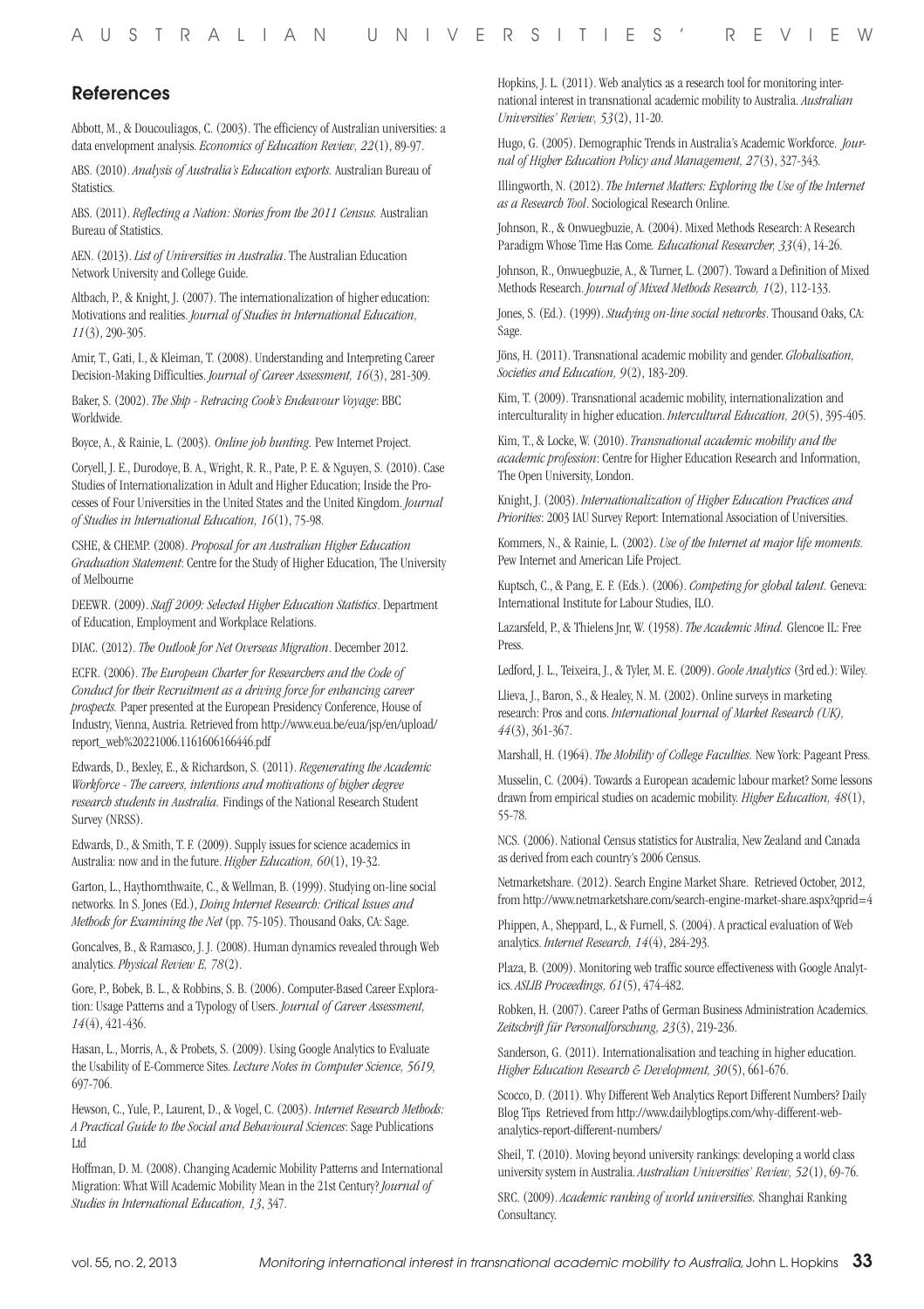## References

Abbott, M., & Doucouliagos, C. (2003). The efficiency of Australian universities: a data envelopment analysis. *Economics of Education Review, 22*(1), 89-97.

ABS. (2010). *Analysis of Australia's Education exports.* Australian Bureau of Statistics.

ABS. (2011). *Reflecting a Nation: Stories from the 2011 Census.* Australian Bureau of Statistics.

AEN. (2013). *List of Universities in Australia*. The Australian Education Network University and College Guide.

Altbach, P., & Knight, J. (2007). The internationalization of higher education: Motivations and realities. *Journal of Studies in International Education, 11*(3), 290-305.

Amir, T., Gati, I., & Kleiman, T. (2008). Understanding and Interpreting Career Decision-Making Difficulties. *Journal of Career Assessment, 16*(3), 281-309.

Baker, S. (2002). *The Ship - Retracing Cook's Endeavour Voyage*: BBC Worldwide.

Boyce, A., & Rainie, L. (2003). *Online job hunting.* Pew Internet Project.

Coryell, J. E., Durodoye, B. A., Wright, R. R., Pate, P. E. & Nguyen, S. (2010). Case Studies of Internationalization in Adult and Higher Education; Inside the Processes of Four Universities in the United States and the United Kingdom. *Journal of Studies in International Education, 16*(1), 75-98.

CSHE, & CHEMP. (2008). *Proposal for an Australian Higher Education Graduation Statement*: Centre for the Study of Higher Education, The University of Melbourne

DEEWR. (2009). *Staff 2009: Selected Higher Education Statistics*. Department of Education, Employment and Workplace Relations.

DIAC. (2012). *The Outlook for Net Overseas Migration*. December 2012.

ECFR. (2006). *The European Charter for Researchers and the Code of Conduct for their Recruitment as a driving force for enhancing career prospects.* Paper presented at the European Presidency Conference, House of Industry, Vienna, Austria. Retrieved from http://www.eua.be/eua/jsp/en/upload/report_web%20221006.1161606166446.pdf

Edwards, D., Bexley, E., & Richardson, S. (2011). *Regenerating the Academic Workforce - The careers, intentions and motivations of higher degree research students in Australia.* Findings of the National Research Student Survey (NRSS).

Edwards, D., & Smith, T. F. (2009). Supply issues for science academics in Australia: now and in the future. *Higher Education, 60*(1), 19-32.

Garton, L., Haythornthwaite, C., & Wellman, B. (1999). Studying on-line social networks. In S. Jones (Ed.), *Doing Internet Research: Critical Issues and Methods for Examining the Net* (pp. 75-105). Thousand Oaks, CA: Sage.

Goncalves, B., & Ramasco, J. J. (2008). Human dynamics revealed through Web analytics. *Physical Review E, 78*(2).

Gore, P., Bobek, B. L., & Robbins, S. B. (2006). Computer-Based Career Exploration: Usage Patterns and a Typology of Users. *Journal of Career Assessment, 14*(4), 421-436.

Hasan, L., Morris, A., & Probets, S. (2009). Using Google Analytics to Evaluate the Usability of E-Commerce Sites. *Lecture Notes in Computer Science, 5619,* 697-706.

Hewson, C., Yule, P., Laurent, D., & Vogel, C. (2003). *Internet Research Methods: A Practical Guide to the Social and Behavioural Sciences*: Sage Publications Ltd

Hoffman, D. M. (2008). Changing Academic Mobility Patterns and International Migration: What Will Academic Mobility Mean in the 21st Century? *Journal of Studies in International Education, 13*, 347.

Hopkins, J. L. (2011). Web analytics as a research tool for monitoring international interest in transnational academic mobility to Australia. *Australian Universities' Review, 53*(2), 11-20.

Hugo, G. (2005). Demographic Trends in Australia's Academic Workforce. *Journal of Higher Education Policy and Management, 27*(3), 327-343.

Illingworth, N. (2012). *The Internet Matters: Exploring the Use of the Internet as a Research Tool*. Sociological Research Online.

Johnson, R., & Onwuegbuzie, A. (2004). Mixed Methods Research: A Research Paradigm Whose Time Has Come. *Educational Researcher, 33*(4), 14-26.

Johnson, R., Onwuegbuzie, A., & Turner, L. (2007). Toward a Definition of Mixed Methods Research. *Journal of Mixed Methods Research, 1*(2), 112-133.

Jones, S. (Ed.). (1999). *Studying on-line social networks*. Thousand Oaks, CA: Sage.

Jöns, H. (2011). Transnational academic mobility and gender. *Globalisation, Societies and Education, 9*(2), 183-209.

Kim, T. (2009). Transnational academic mobility, internationalization and interculturality in higher education. *Intercultural Education, 20*(5), 395-405.

Kim, T., & Locke, W. (2010). *Transnational academic mobility and the academic profession*: Centre for Higher Education Research and Information, The Open University, London.

Knight, J. (2003). *Internationalization of Higher Education Practices and Priorities*: 2003 IAU Survey Report: International Association of Universities.

Kommers, N., & Rainie, L. (2002). *Use of the Internet at major life moments.* Pew Internet and American Life Project.

Kuptsch, C., & Pang, E. F. (Eds.). (2006). *Competing for global talent.* Geneva: International Institute for Labour Studies, ILO.

Lazarsfeld, P., & Thielens Jnr, W. (1958). *The Academic Mind.* Glencoe IL: Free Press.

Ledford, J. L., Teixeira, J., & Tyler, M. E. (2009). *Goole Analytics* (3rd ed.): Wiley.

Llieva, J., Baron, S., & Healey, N. M. (2002). Online surveys in marketing research: Pros and cons. *International Journal of Market Research (UK), 44*(3), 361-367.

Marshall, H. (1964). *The Mobility of College Faculties.* New York: Pageant Press.

Musselin, C. (2004). Towards a European academic labour market? Some lessons drawn from empirical studies on academic mobility. *Higher Education, 48*(1), 55-78.

NCS. (2006). National Census statistics for Australia, New Zealand and Canada as derived from each country's 2006 Census.

Netmarketshare. (2012). Search Engine Market Share. Retrieved October, 2012, from http://www.netmarketshare.com/search-engine-market-share.aspx?qprid=4

Phippen, A., Sheppard, L., & Furnell, S. (2004). A practical evaluation of Web analytics. *Internet Research, 14*(4), 284-293.

Plaza, B. (2009). Monitoring web traffic source effectiveness with Google Analytics. *ASLIB Proceedings, 61*(5), 474-482.

Robken, H. (2007). Career Paths of German Business Administration Academics. *Zeitschrift für Personalforschung, 23*(3), 219-236.

Sanderson, G. (2011). Internationalisation and teaching in higher education. *Higher Education Research & Development, 30*(5), 661-676.

Scocco, D. (2011). Why Different Web Analytics Report Different Numbers? Daily Blog Tips Retrieved from http://www.dailyblogtips.com/why-different-web-analytics-report-different-numbers/

Sheil, T. (2010). Moving beyond university rankings: developing a world class university system in Australia. *Australian Universities' Review, 52*(1), 69-76.

SRC. (2009). *Academic ranking of world universities.* Shanghai Ranking Consultancy.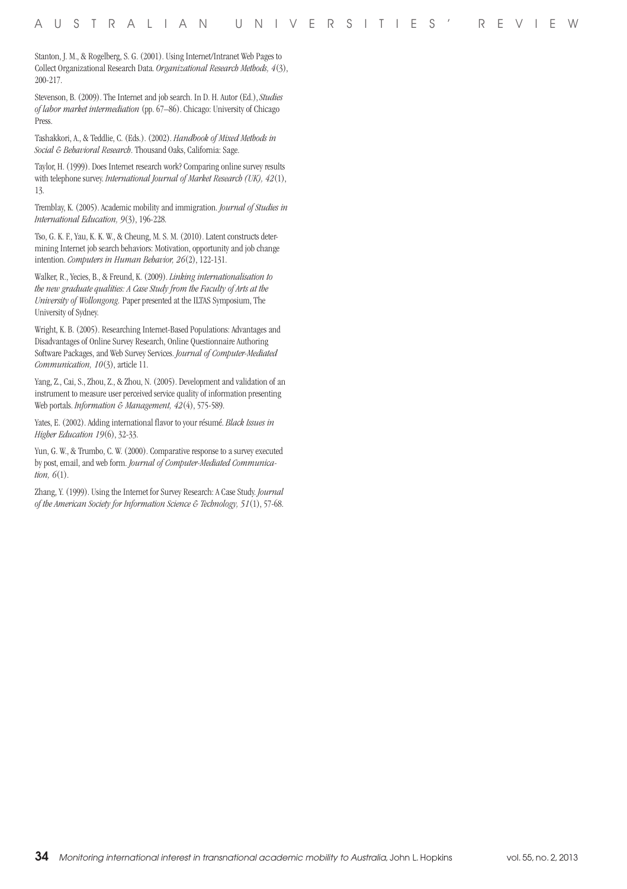Stanton, J. M., & Rogelberg, S. G. (2001). Using Internet/Intranet Web Pages to Collect Organizational Research Data. *Organizational Research Methods, 4*(3), 200-217.

Stevenson, B. (2009). The Internet and job search. In D. H. Autor (Ed.), *Studies of labor market intermediation* (pp. 67–86). Chicago: University of Chicago Press.

Tashakkori, A., & Teddlie, C. (Eds.). (2002). *Handbook of Mixed Methods in Social & Behavioral Research*. Thousand Oaks, California: Sage.

Taylor, H. (1999). Does Internet research work? Comparing online survey results with telephone survey. *International Journal of Market Research (UK), 42*(1), 13.

Tremblay, K. (2005). Academic mobility and immigration. *Journal of Studies in International Education, 9*(3), 196-228.

Tso, G. K. F., Yau, K. K. W., & Cheung, M. S. M. (2010). Latent constructs determining Internet job search behaviors: Motivation, opportunity and job change intention. *Computers in Human Behavior, 26*(2), 122-131.

Walker, R., Yecies, B., & Freund, K. (2009). *Linking internationalisation to the new graduate qualities: A Case Study from the Faculty of Arts at the University of Wollongong.* Paper presented at the ILTAS Symposium, The University of Sydney.

Wright, K. B. (2005). Researching Internet-Based Populations: Advantages and Disadvantages of Online Survey Research, Online Questionnaire Authoring Software Packages, and Web Survey Services. *Journal of Computer-Mediated Communication, 10*(3), article 11.

Yang, Z., Cai, S., Zhou, Z., & Zhou, N. (2005). Development and validation of an instrument to measure user perceived service quality of information presenting Web portals. *Information & Management, 42*(4), 575-589.

Yates, E. (2002). Adding international flavor to your résumé. *Black Issues in Higher Education 19*(6), 32-33.

Yun, G. W., & Trumbo, C. W. (2000). Comparative response to a survey executed by post, email, and web form. *Journal of Computer-Mediated Communication, 6*(1).

Zhang, Y. (1999). Using the Internet for Survey Research: A Case Study. *Journal of the American Society for Information Science & Technology, 51*(1), 57-68.